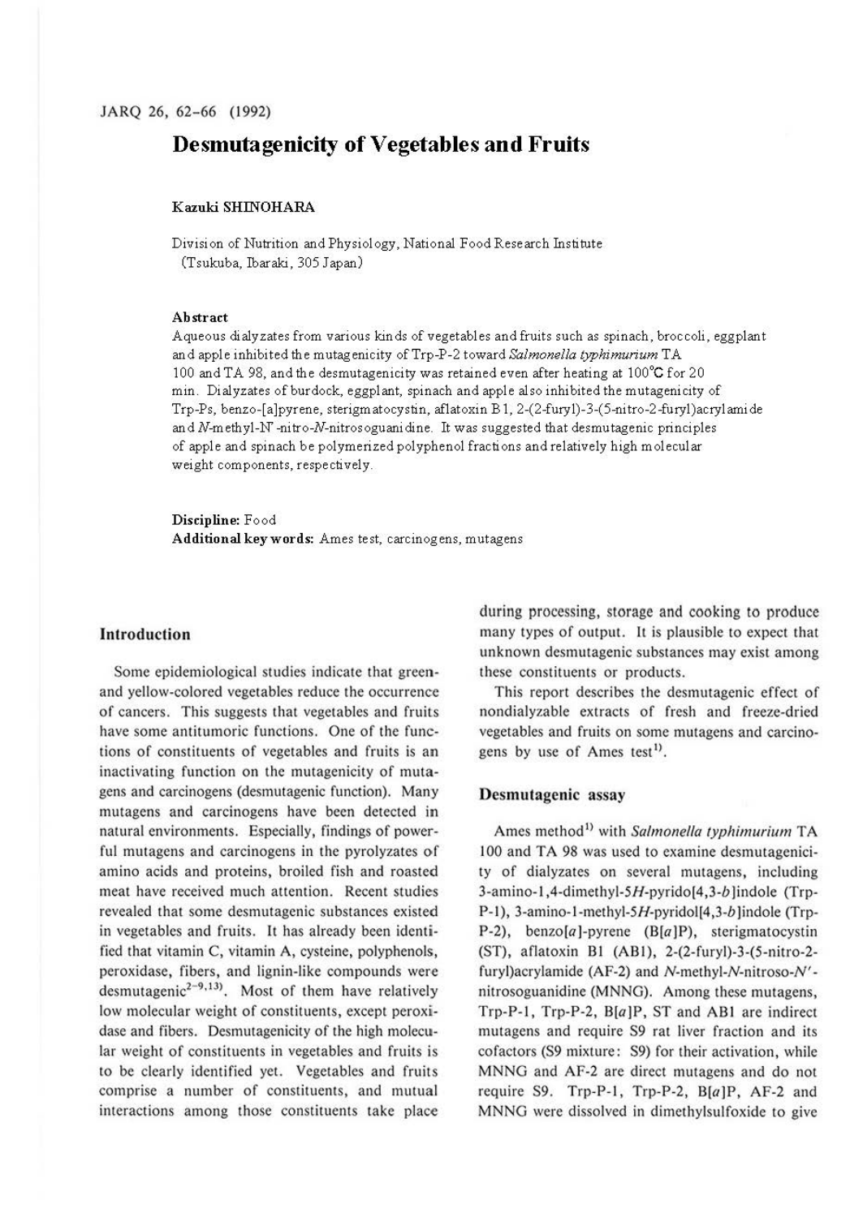# Desmutagenicity of Vegetables and Fruits

Kazuki SHINOHARA

Division of Nutrition and Physiology, National Food Research Institute
(Tsukuba, Ibaraki, 305 Japan)

### Abstract

Aqueous dialyzates from various kinds of vegetables and fruits such as spinach, broccoli, eggplant and apple inhibited the mutagenicity of Trp-P-2 toward *Salmonella typhimurium* TA 100 and TA 98, and the desmutagenicity was retained even after heating at 100°C for 20 min. Dialyzates of burdock, eggplant, spinach and apple also inhibited the mutagenicity of Trp-Ps, benzo-[a]pyrene, sterigmatocystin, aflatoxin B1, 2-(2-furyl)-3-(5-nitro-2-furyl)acrylamide and *N*-methyl-N'-nitro-*N*-nitrosoguanidine. It was suggested that desmutagenic principles of apple and spinach be polymerized polyphenol fractions and relatively high molecular weight components, respectively.

**Discipline:** Food
**Additional key words:** Ames test, carcinogens, mutagens

## Introduction

Some epidemiological studies indicate that green- and yellow-colored vegetables reduce the occurrence of cancers. This suggests that vegetables and fruits have some antitumoric functions. One of the functions of constituents of vegetables and fruits is an inactivating function on the mutagenicity of mutagens and carcinogens (desmutagenic function). Many mutagens and carcinogens have been detected in natural environments. Especially, findings of powerful mutagens and carcinogens in the pyrolyzates of amino acids and proteins, broiled fish and roasted meat have received much attention. Recent studies revealed that some desmutagenic substances existed in vegetables and fruits. It has already been identified that vitamin C, vitamin A, cysteine, polyphenols, peroxidase, fibers, and lignin-like compounds were desmutagenic[2-9,13]. Most of them have relatively low molecular weight of constituents, except peroxidase and fibers. Desmutagenicity of the high molecular weight of constituents in vegetables and fruits is to be clearly identified yet. Vegetables and fruits comprise a number of constituents, and mutual interactions among those constituents take place during processing, storage and cooking to produce many types of output. It is plausible to expect that unknown desmutagenic substances may exist among these constituents or products.

This report describes the desmutagenic effect of nondialyzable extracts of fresh and freeze-dried vegetables and fruits on some mutagens and carcinogens by use of Ames test[1].

## Desmutagenic assay

Ames method[1] with *Salmonella typhimurium* TA 100 and TA 98 was used to examine desmutagenicity of dialyzates on several mutagens, including 3-amino-1,4-dimethyl-5*H*-pyrido[4,3-*b*]indole (Trp-P-1), 3-amino-1-methyl-5*H*-pyridol[4,3-*b*]indole (Trp-P-2), benzo[*a*]-pyrene (B[*a*]P), sterigmatocystin (ST), aflatoxin B1 (AB1), 2-(2-furyl)-3-(5-nitro-2-furyl)acrylamide (AF-2) and *N*-methyl-*N*-nitroso-*N'*-nitrosoguanidine (MNNG). Among these mutagens, Trp-P-1, Trp-P-2, B[*a*]P, ST and AB1 are indirect mutagens and require S9 rat liver fraction and its cofactors (S9 mixture: S9) for their activation, while MNNG and AF-2 are direct mutagens and do not require S9. Trp-P-1, Trp-P-2, B[*a*]P, AF-2 and MNNG were dissolved in dimethylsulfoxide to give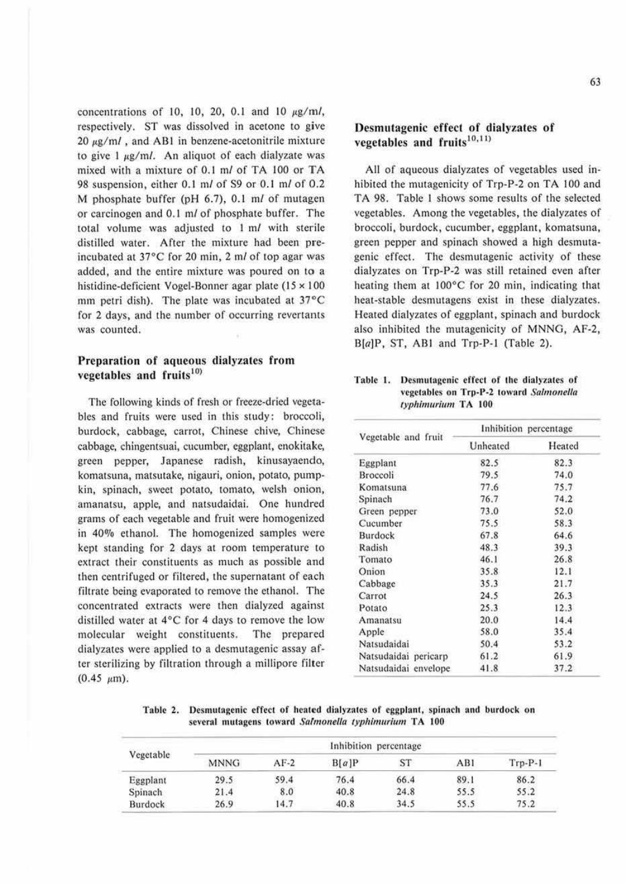concentrations of 10, 10, 20, 0.1 and 10 μg/ml, respectively. ST was dissolved in acetone to give 20 μg/ml, and AB1 in benzene-acetonitrile mixture to give 1 μg/ml. An aliquot of each dialyzate was mixed with a mixture of 0.1 ml of TA 100 or TA 98 suspension, either 0.1 ml of S9 or 0.1 ml of 0.2 M phosphate buffer (pH 6.7), 0.1 ml of mutagen or carcinogen and 0.1 ml of phosphate buffer. The total volume was adjusted to 1 ml with sterile distilled water. After the mixture had been preincubated at 37°C for 20 min, 2 ml of top agar was added, and the entire mixture was poured on to a histidine-deficient Vogel-Bonner agar plate (15 × 100 mm petri dish). The plate was incubated at 37°C for 2 days, and the number of occurring revertants was counted.

## Preparation of aqueous dialyzates from vegetables and fruits[10]

The following kinds of fresh or freeze-dried vegetables and fruits were used in this study: broccoli, burdock, cabbage, carrot, Chinese chive, Chinese cabbage, chingentsuai, cucumber, eggplant, enokitake, green pepper, Japanese radish, kinusayaendo, komatsuna, matsutake, nigauri, onion, potato, pumpkin, spinach, sweet potato, tomato, welsh onion, amanatsu, apple, and natsudaidai. One hundred grams of each vegetable and fruit were homogenized in 40% ethanol. The homogenized samples were kept standing for 2 days at room temperature to extract their constituents as much as possible and then centrifuged or filtered, the supernatant of each filtrate being evaporated to remove the ethanol. The concentrated extracts were then dialyzed against distilled water at 4°C for 4 days to remove the low molecular weight constituents. The prepared dialyzates were applied to a desmutagenic assay after sterilizing by filtration through a millipore filter (0.45 μm).

## Desmutagenic effect of dialyzates of vegetables and fruits[10,11]

All of aqueous dialyzates of vegetables used inhibited the mutagenicity of Trp-P-2 on TA 100 and TA 98. Table 1 shows some results of the selected vegetables. Among the vegetables, the dialyzates of broccoli, burdock, cucumber, eggplant, komatsuna, green pepper and spinach showed a high desmutagenic effect. The desmutagenic activity of these dialyzates on Trp-P-2 was still retained even after heating them at 100°C for 20 min, indicating that heat-stable desmutagens exist in these dialyzates. Heated dialyzates of eggplant, spinach and burdock also inhibited the mutagenicity of MNNG, AF-2, B[*a*]P, ST, AB1 and Trp-P-1 (Table 2).

**Table 1. Desmutagenic effect of the dialyzates of vegetables on Trp-P-2 toward *Salmonella typhimurium* TA 100**

| Vegetable and fruit | Inhibition percentage | |
|---|---|---|
| | Unheated | Heated |
| Eggplant | 82.5 | 82.3 |
| Broccoli | 79.5 | 74.0 |
| Komatsuna | 77.6 | 75.7 |
| Spinach | 76.7 | 74.2 |
| Green pepper | 73.0 | 52.0 |
| Cucumber | 75.5 | 58.3 |
| Burdock | 67.8 | 64.6 |
| Radish | 48.3 | 39.3 |
| Tomato | 46.1 | 26.8 |
| Onion | 35.8 | 12.1 |
| Cabbage | 35.3 | 21.7 |
| Carrot | 24.5 | 26.3 |
| Potato | 25.3 | 12.3 |
| Amanatsu | 20.0 | 14.4 |
| Apple | 58.0 | 35.4 |
| Natsudaidai | 50.4 | 53.2 |
| Natsudaidai pericarp | 61.2 | 61.9 |
| Natsudaidai envelope | 41.8 | 37.2 |

**Table 2. Desmutagenic effect of heated dialyzates of eggplant, spinach and burdock on several mutagens toward *Salmonella typhimurium* TA 100**

| Vegetable | Inhibition percentage | | | | | |
|---|---|---|---|---|---|---|
| | MNNG | AF-2 | B[*a*]P | ST | AB1 | Trp-P-1 |
| Eggplant | 29.5 | 59.4 | 76.4 | 66.4 | 89.1 | 86.2 |
| Spinach | 21.4 | 8.0 | 40.8 | 24.8 | 55.5 | 55.2 |
| Burdock | 26.9 | 14.7 | 40.8 | 34.5 | 55.5 | 75.2 |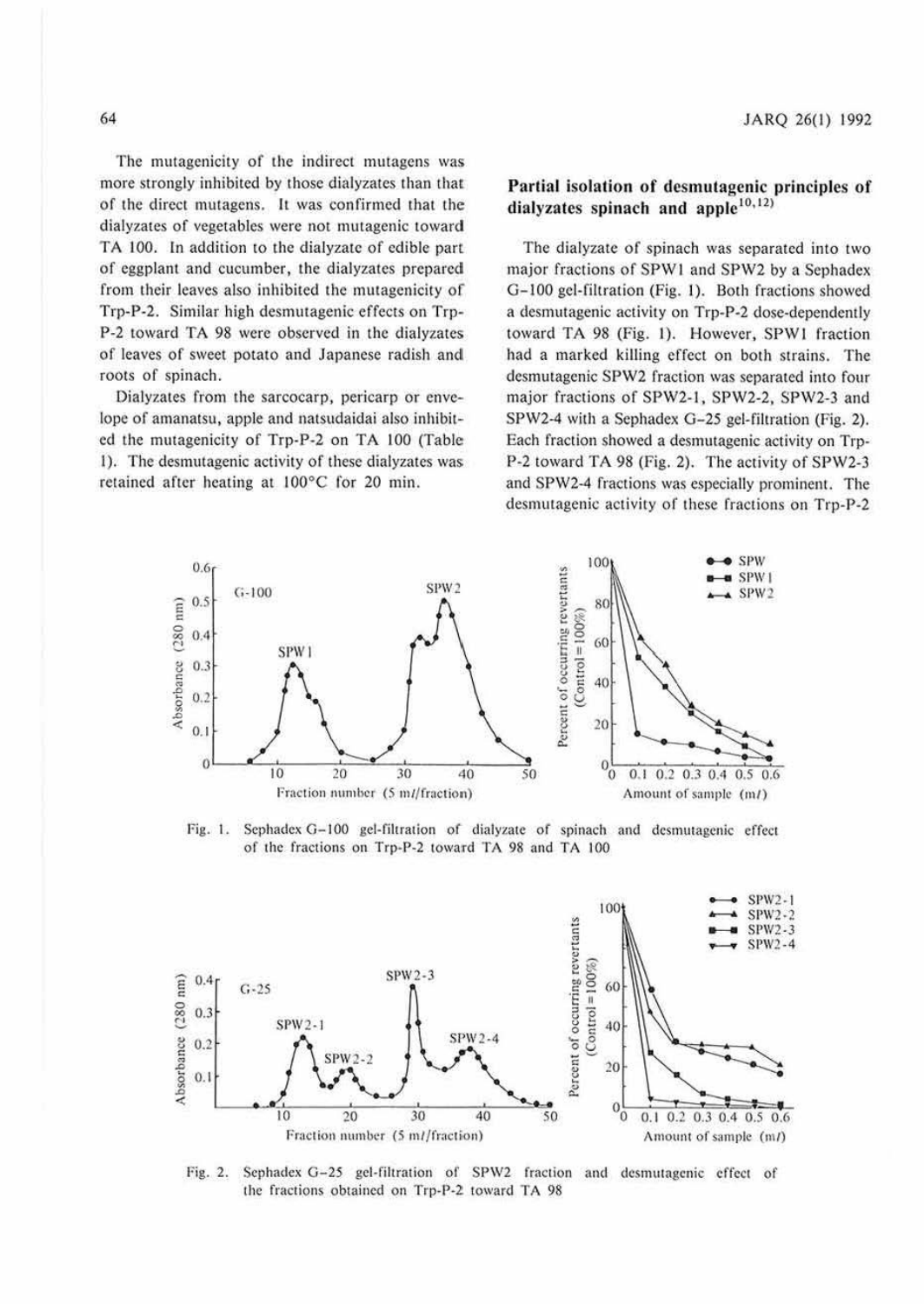The mutagenicity of the indirect mutagens was more strongly inhibited by those dialyzates than that of the direct mutagens. It was confirmed that the dialyzates of vegetables were not mutagenic toward TA 100. In addition to the dialyzate of edible part of eggplant and cucumber, the dialyzates prepared from their leaves also inhibited the mutagenicity of Trp-P-2. Similar high desmutagenic effects on Trp-P-2 toward TA 98 were observed in the dialyzates of leaves of sweet potato and Japanese radish and roots of spinach.

Dialyzates from the sarcocarp, pericarp or envelope of amanatsu, apple and natsudaidai also inhibited the mutagenicity of Trp-P-2 on TA 100 (Table 1). The desmutagenic activity of these dialyzates was retained after heating at 100°C for 20 min.

## Partial isolation of desmutagenic principles of dialyzates spinach and apple[10,12]

The dialyzate of spinach was separated into two major fractions of SPW1 and SPW2 by a Sephadex G-100 gel-filtration (Fig. 1). Both fractions showed a desmutagenic activity on Trp-P-2 dose-dependently toward TA 98 (Fig. 1). However, SPW1 fraction had a marked killing effect on both strains. The desmutagenic SPW2 fraction was separated into four major fractions of SPW2-1, SPW2-2, SPW2-3 and SPW2-4 with a Sephadex G-25 gel-filtration (Fig. 2). Each fraction showed a desmutagenic activity on Trp-P-2 toward TA 98 (Fig. 2). The activity of SPW2-3 and SPW2-4 fractions was especially prominent. The desmutagenic activity of these fractions on Trp-P-2

Fig. 1. Sephadex G-100 gel-filtration of dialyzate of spinach and desmutagenic effect of the fractions on Trp-P-2 toward TA 98 and TA 100

Fig. 2. Sephadex G-25 gel-filtration of SPW2 fraction and desmutagenic effect of the fractions obtained on Trp-P-2 toward TA 98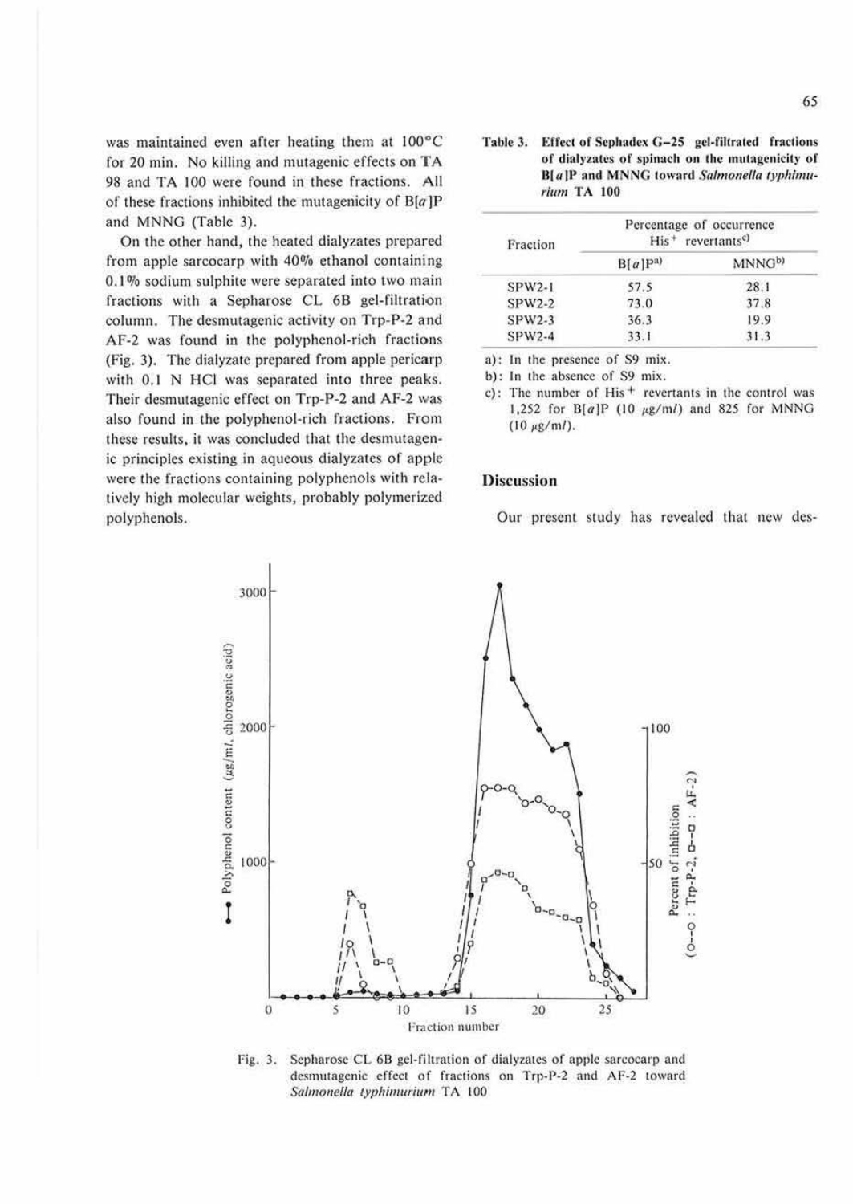was maintained even after heating them at 100°C for 20 min. No killing and mutagenic effects on TA 98 and TA 100 were found in these fractions. All of these fractions inhibited the mutagenicity of B[*a*]P and MNNG (Table 3).

On the other hand, the heated dialyzates prepared from apple sarcocarp with 40% ethanol containing 0.1% sodium sulphite were separated into two main fractions with a Sepharose CL 6B gel-filtration column. The desmutagenic activity on Trp-P-2 and AF-2 was found in the polyphenol-rich fractions (Fig. 3). The dialyzate prepared from apple pericarp with 0.1 N HCl was separated into three peaks. Their desmutagenic effect on Trp-P-2 and AF-2 was also found in the polyphenol-rich fractions. From these results, it was concluded that the desmutagenic principles existing in aqueous dialyzates of apple were the fractions containing polyphenols with relatively high molecular weights, probably polymerized polyphenols.

**Table 3. Effect of Sephadex G–25 gel-filtrated fractions of dialyzates of spinach on the mutagenicity of B[*a*]P and MNNG toward *Salmonella typhimurium* TA 100**

| Fraction | Percentage of occurrence His+ revertants[c] | |
|---|---|---|
| | B[*a*]P[a] | MNNG[b] |
| SPW2-1 | 57.5 | 28.1 |
| SPW2-2 | 73.0 | 37.8 |
| SPW2-3 | 36.3 | 19.9 |
| SPW2-4 | 33.1 | 31.3 |

a): In the presence of S9 mix.
b): In the absence of S9 mix.
c): The number of His+ revertants in the control was 1,252 for B[*a*]P (10 μg/m*l*) and 825 for MNNG (10 μg/m*l*).

## Discussion

Our present study has revealed that new des-

Fig. 3. Sepharose CL 6B gel-filtration of dialyzates of apple sarcocarp and desmutagenic effect of fractions on Trp-P-2 and AF-2 toward *Salmonella typhimurium* TA 100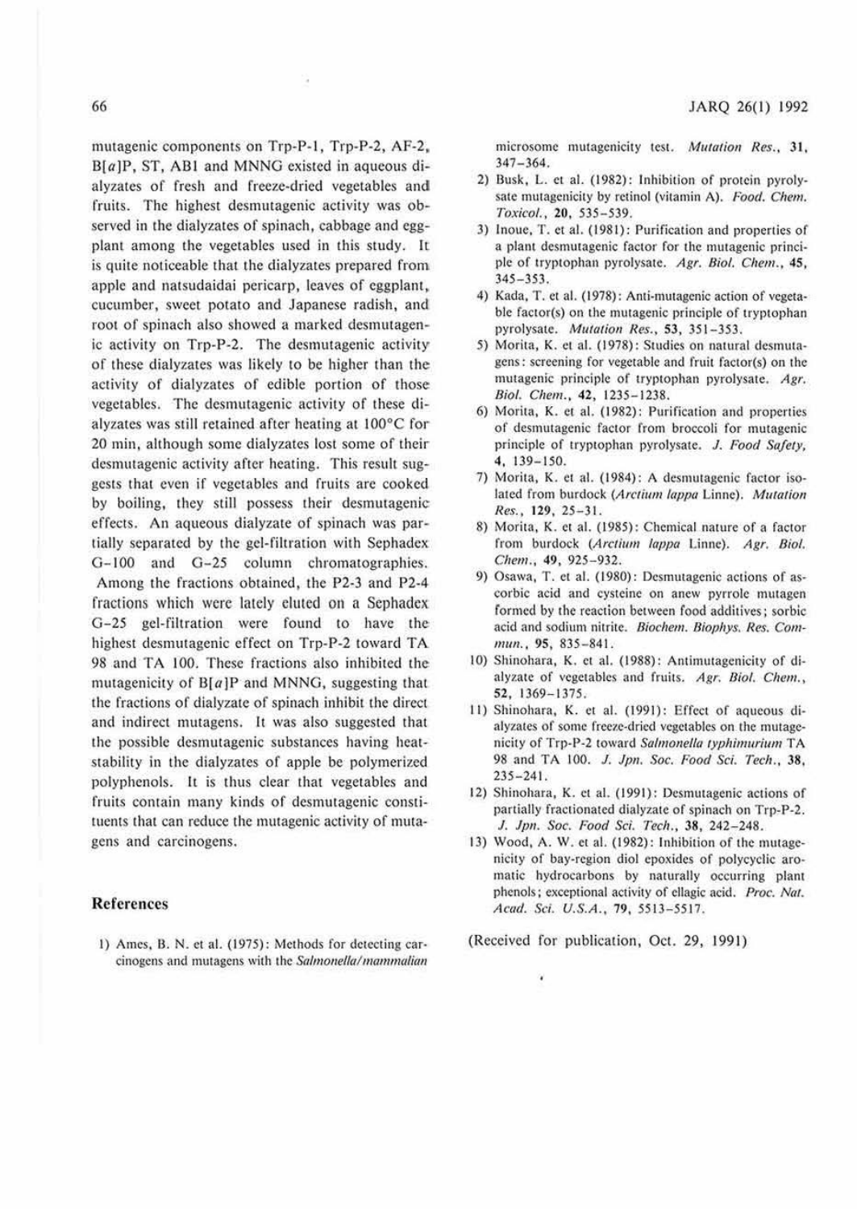mutagenic components on Trp-P-1, Trp-P-2, AF-2, B[$a$]P, ST, AB1 and MNNG existed in aqueous dialyzates of fresh and freeze-dried vegetables and fruits. The highest desmutagenic activity was observed in the dialyzates of spinach, cabbage and eggplant among the vegetables used in this study. It is quite noticeable that the dialyzates prepared from apple and natsudaidai pericarp, leaves of eggplant, cucumber, sweet potato and Japanese radish, and root of spinach also showed a marked desmutagenic activity on Trp-P-2. The desmutagenic activity of these dialyzates was likely to be higher than the activity of dialyzates of edible portion of those vegetables. The desmutagenic activity of these dialyzates was still retained after heating at 100°C for 20 min, although some dialyzates lost some of their desmutagenic activity after heating. This result suggests that even if vegetables and fruits are cooked by boiling, they still possess their desmutagenic effects. An aqueous dialyzate of spinach was partially separated by the gel-filtration with Sephadex G-100 and G-25 column chromatographies. Among the fractions obtained, the P2-3 and P2-4 fractions which were lately eluted on a Sephadex G-25 gel-filtration were found to have the highest desmutagenic effect on Trp-P-2 toward TA 98 and TA 100. These fractions also inhibited the mutagenicity of B[$a$]P and MNNG, suggesting that the fractions of dialyzate of spinach inhibit the direct and indirect mutagens. It was also suggested that the possible desmutagenic substances having heat-stability in the dialyzates of apple be polymerized polyphenols. It is thus clear that vegetables and fruits contain many kinds of desmutagenic constituents that can reduce the mutagenic activity of mutagens and carcinogens.

## References

1) Ames, B. N. et al. (1975): Methods for detecting carcinogens and mutagens with the *Salmonella/mammalian* microsome mutagenicity test. *Mutation Res.*, **31**, 347–364.
2) Busk, L. et al. (1982): Inhibition of protein pyrolysate mutagenicity by retinol (vitamin A). *Food. Chem. Toxicol.*, **20**, 535–539.
3) Inoue, T. et al. (1981): Purification and properties of a plant desmutagenic factor for the mutagenic principle of tryptophan pyrolysate. *Agr. Biol. Chem.*, **45**, 345–353.
4) Kada, T. et al. (1978): Anti-mutagenic action of vegetable factor(s) on the mutagenic principle of tryptophan pyrolysate. *Mutation Res.*, **53**, 351–353.
5) Morita, K. et al. (1978): Studies on natural desmutagens: screening for vegetable and fruit factor(s) on the mutagenic principle of tryptophan pyrolysate. *Agr. Biol. Chem.*, **42**, 1235–1238.
6) Morita, K. et al. (1982): Purification and properties of desmutagenic factor from broccoli for mutagenic principle of tryptophan pyrolysate. *J. Food Safety*, **4**, 139–150.
7) Morita, K. et al. (1984): A desmutagenic factor isolated from burdock (*Arctium lappa* Linne). *Mutation Res.*, **129**, 25–31.
8) Morita, K. et al. (1985): Chemical nature of a factor from burdock (*Arctium lappa* Linne). *Agr. Biol. Chem.*, **49**, 925–932.
9) Osawa, T. et al. (1980): Desmutagenic actions of ascorbic acid and cysteine on anew pyrrole mutagen formed by the reaction between food additives; sorbic acid and sodium nitrite. *Biochem. Biophys. Res. Commun.*, **95**, 835–841.
10) Shinohara, K. et al. (1988): Antimutagenicity of dialyzate of vegetables and fruits. *Agr. Biol. Chem.*, **52**, 1369–1375.
11) Shinohara, K. et al. (1991): Effect of aqueous dialyzates of some freeze-dried vegetables on the mutagenicity of Trp-P-2 toward *Salmonella typhimurium* TA 98 and TA 100. *J. Jpn. Soc. Food Sci. Tech.*, **38**, 235–241.
12) Shinohara, K. et al. (1991): Desmutagenic actions of partially fractionated dialyzate of spinach on Trp-P-2. *J. Jpn. Soc. Food Sci. Tech.*, **38**, 242–248.
13) Wood, A. W. et al. (1982): Inhibition of the mutagenicity of bay-region diol epoxides of polycyclic aromatic hydrocarbons by naturally occurring plant phenols; exceptional activity of ellagic acid. *Proc. Nat. Acad. Sci. U.S.A.*, **79**, 5513–5517.

(Received for publication, Oct. 29, 1991)